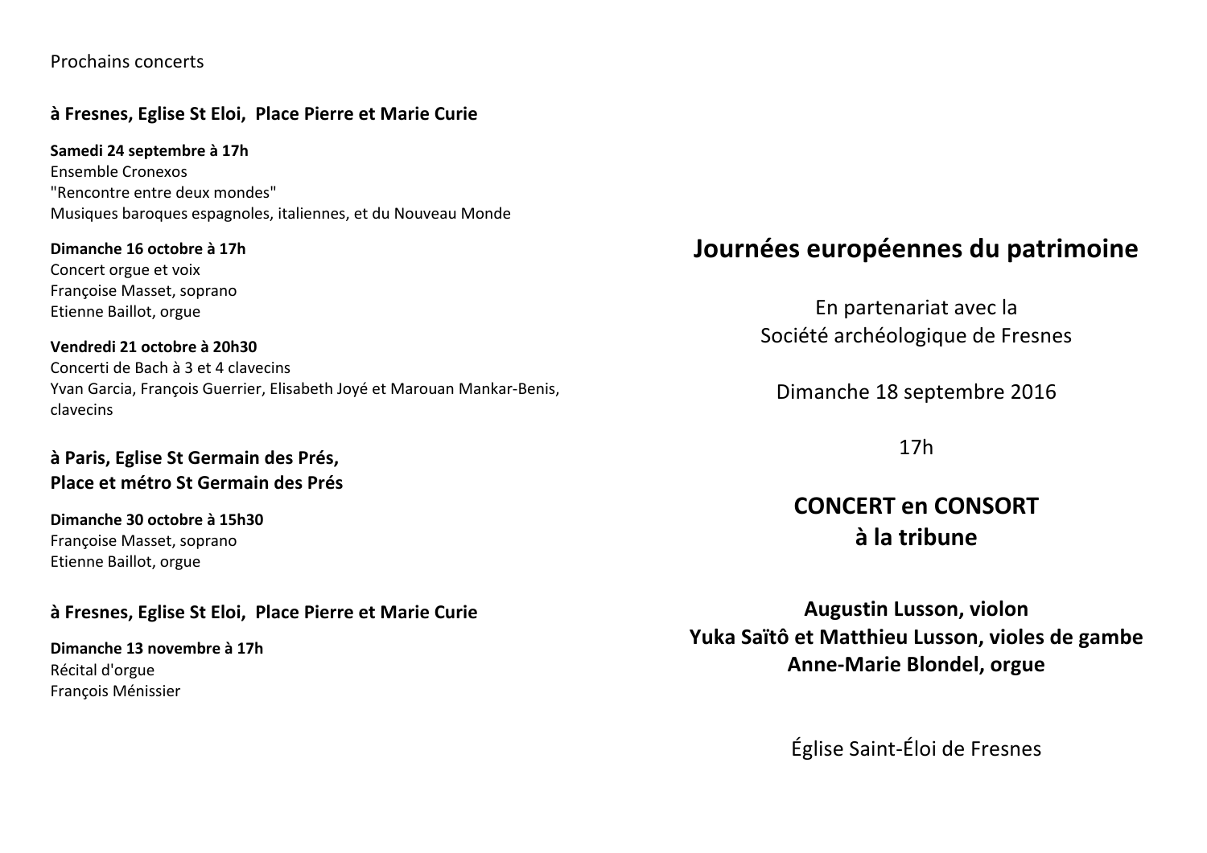Prochains concerts

### à Fresnes, Eglise St Eloi, Place Pierre et Marie Curie

**Samedi 24 septembre à 17h**
Ensemble Cronexos
"Rencontre entre deux mondes"
Musiques baroques espagnoles, italiennes, et du Nouveau Monde

**Dimanche 16 octobre à 17h**
Concert orgue et voix
Françoise Masset, soprano
Etienne Baillot, orgue

**Vendredi 21 octobre à 20h30**
Concerti de Bach à 3 et 4 clavecins
Yvan Garcia, François Guerrier, Elisabeth Joyé et Marouan Mankar-Benis, clavecins

### à Paris, Eglise St Germain des Prés, Place et métro St Germain des Prés

**Dimanche 30 octobre à 15h30**
Françoise Masset, soprano
Etienne Baillot, orgue

### à Fresnes, Eglise St Eloi, Place Pierre et Marie Curie

**Dimanche 13 novembre à 17h**
Récital d'orgue
François Ménissier

# Journées européennes du patrimoine

En partenariat avec la
Société archéologique de Fresnes

Dimanche 18 septembre 2016

17h

## CONCERT en CONSORT à la tribune

**Augustin Lusson, violon**
**Yuka Saïtô et Matthieu Lusson, violes de gambe**
**Anne-Marie Blondel, orgue**

Église Saint-Éloi de Fresnes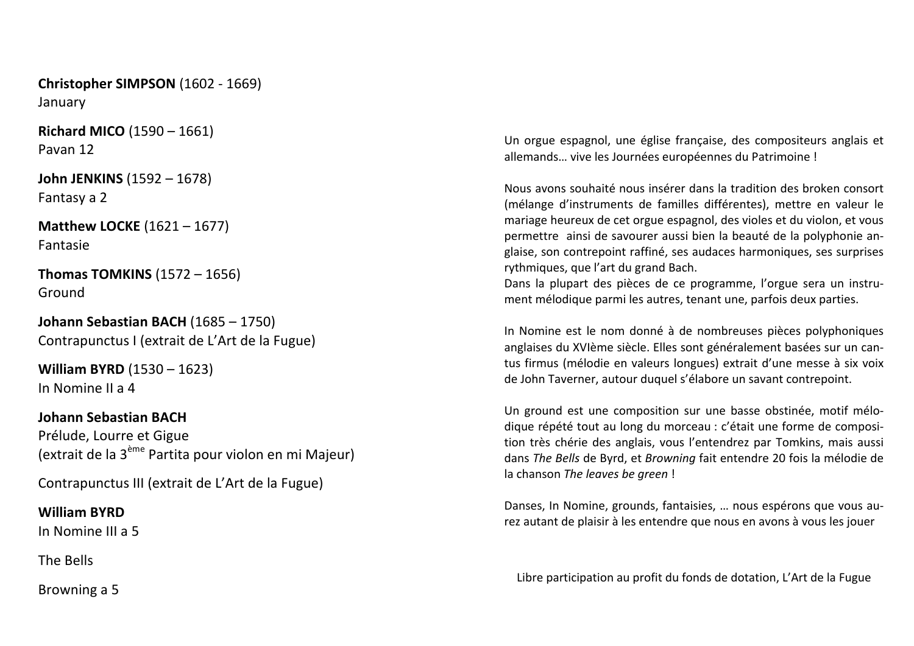**Christopher SIMPSON** (1602 - 1669)
January

**Richard MICO** (1590 – 1661)
Pavan 12

**John JENKINS** (1592 – 1678)
Fantasy a 2

**Matthew LOCKE** (1621 – 1677)
Fantasie

**Thomas TOMKINS** (1572 – 1656)
Ground

**Johann Sebastian BACH** (1685 – 1750)
Contrapunctus I (extrait de L'Art de la Fugue)

**William BYRD** (1530 – 1623)
In Nomine II a 4

**Johann Sebastian BACH**
Prélude, Lourre et Gigue
(extrait de la 3ème Partita pour violon en mi Majeur)

Contrapunctus III (extrait de L'Art de la Fugue)

**William BYRD**
In Nomine III a 5

The Bells

Browning a 5

Un orgue espagnol, une église française, des compositeurs anglais et allemands… vive les Journées européennes du Patrimoine !

Nous avons souhaité nous insérer dans la tradition des broken consort (mélange d'instruments de familles différentes), mettre en valeur le mariage heureux de cet orgue espagnol, des violes et du violon, et vous permettre ainsi de savourer aussi bien la beauté de la polyphonie anglaise, son contrepoint raffiné, ses audaces harmoniques, ses surprises rythmiques, que l'art du grand Bach.
Dans la plupart des pièces de ce programme, l'orgue sera un instrument mélodique parmi les autres, tenant une, parfois deux parties.

In Nomine est le nom donné à de nombreuses pièces polyphoniques anglaises du XVIème siècle. Elles sont généralement basées sur un cantus firmus (mélodie en valeurs longues) extrait d'une messe à six voix de John Taverner, autour duquel s'élabore un savant contrepoint.

Un ground est une composition sur une basse obstinée, motif mélodique répété tout au long du morceau : c'était une forme de composition très chérie des anglais, vous l'entendrez par Tomkins, mais aussi dans *The Bells* de Byrd, et *Browning* fait entendre 20 fois la mélodie de la chanson *The leaves be green* !

Danses, In Nomine, grounds, fantaisies, … nous espérons que vous aurez autant de plaisir à les entendre que nous en avons à vous les jouer

Libre participation au profit du fonds de dotation, L'Art de la Fugue